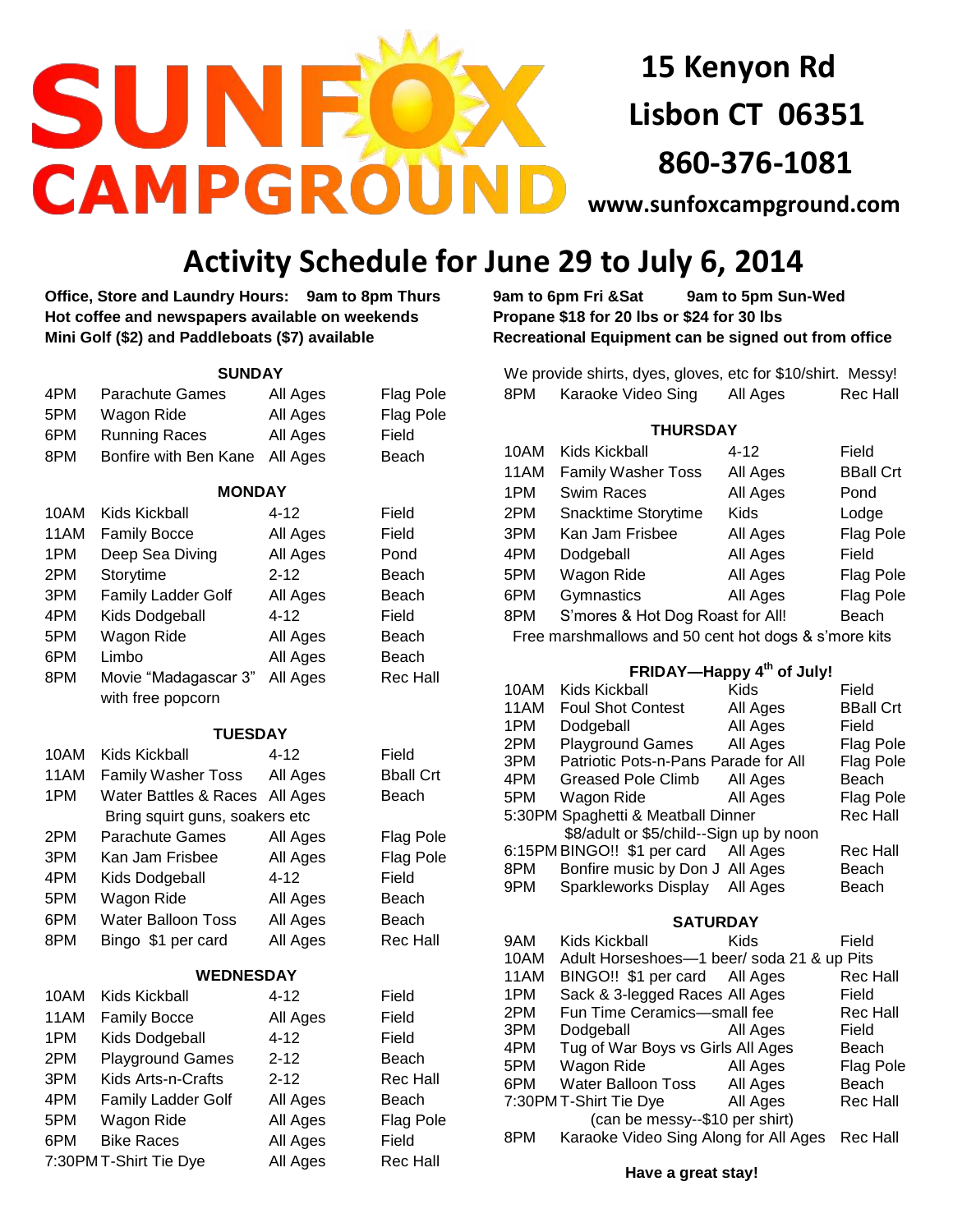# SUNFOX CAMPGROUND

**15 Kenyon Rd**
**Lisbon CT 06351**
**860-376-1081**
**www.sunfoxcampground.com**

## Activity Schedule for June 29 to July 6, 2014

**Office, Store and Laundry Hours: 9am to 8pm Thurs 9am to 6pm Fri &Sat 9am to 5pm Sun-Wed**
**Hot coffee and newspapers available on weekends**
**Propane $18 for 20 lbs or $24 for 30 lbs**
**Mini Golf ($2) and Paddleboats ($7) available**
**Recreational Equipment can be signed out from office**

### SUNDAY

| Time | Activity | Ages | Location |
|---|---|---|---|
| 4PM | Parachute Games | All Ages | Flag Pole |
| 5PM | Wagon Ride | All Ages | Flag Pole |
| 6PM | Running Races | All Ages | Field |
| 8PM | Bonfire with Ben Kane | All Ages | Beach |

### MONDAY

| Time | Activity | Ages | Location |
|---|---|---|---|
| 10AM | Kids Kickball | 4-12 | Field |
| 11AM | Family Bocce | All Ages | Field |
| 1PM | Deep Sea Diving | All Ages | Pond |
| 2PM | Storytime | 2-12 | Beach |
| 3PM | Family Ladder Golf | All Ages | Beach |
| 4PM | Kids Dodgeball | 4-12 | Field |
| 5PM | Wagon Ride | All Ages | Beach |
| 6PM | Limbo | All Ages | Beach |
| 8PM | Movie "Madagascar 3" with free popcorn | All Ages | Rec Hall |

### TUESDAY

| Time | Activity | Ages | Location |
|---|---|---|---|
| 10AM | Kids Kickball | 4-12 | Field |
| 11AM | Family Washer Toss | All Ages | Bball Crt |
| 1PM | Water Battles & Races (Bring squirt guns, soakers etc) | All Ages | Beach |
| 2PM | Parachute Games | All Ages | Flag Pole |
| 3PM | Kan Jam Frisbee | All Ages | Flag Pole |
| 4PM | Kids Dodgeball | 4-12 | Field |
| 5PM | Wagon Ride | All Ages | Beach |
| 6PM | Water Balloon Toss | All Ages | Beach |
| 8PM | Bingo $1 per card | All Ages | Rec Hall |

### WEDNESDAY

| Time | Activity | Ages | Location |
|---|---|---|---|
| 10AM | Kids Kickball | 4-12 | Field |
| 11AM | Family Bocce | All Ages | Field |
| 1PM | Kids Dodgeball | 4-12 | Field |
| 2PM | Playground Games | 2-12 | Beach |
| 3PM | Kids Arts-n-Crafts | 2-12 | Rec Hall |
| 4PM | Family Ladder Golf | All Ages | Beach |
| 5PM | Wagon Ride | All Ages | Flag Pole |
| 6PM | Bike Races | All Ages | Field |
| 7:30PM | T-Shirt Tie Dye | All Ages | Rec Hall |

We provide shirts, dyes, gloves, etc for $10/shirt. Messy!

| Time | Activity | Ages | Location |
|---|---|---|---|
| 8PM | Karaoke Video Sing | All Ages | Rec Hall |

### THURSDAY

| Time | Activity | Ages | Location |
|---|---|---|---|
| 10AM | Kids Kickball | 4-12 | Field |
| 11AM | Family Washer Toss | All Ages | BBall Crt |
| 1PM | Swim Races | All Ages | Pond |
| 2PM | Snacktime Storytime | Kids | Lodge |
| 3PM | Kan Jam Frisbee | All Ages | Flag Pole |
| 4PM | Dodgeball | All Ages | Field |
| 5PM | Wagon Ride | All Ages | Flag Pole |
| 6PM | Gymnastics | All Ages | Flag Pole |
| 8PM | S'mores & Hot Dog Roast for All! | | Beach |

Free marshmallows and 50 cent hot dogs & s'more kits

### FRIDAY—Happy 4th of July!

| Time | Activity | Ages | Location |
|---|---|---|---|
| 10AM | Kids Kickball | Kids | Field |
| 11AM | Foul Shot Contest | All Ages | BBall Crt |
| 1PM | Dodgeball | All Ages | Field |
| 2PM | Playground Games | All Ages | Flag Pole |
| 3PM | Patriotic Pots-n-Pans Parade for All | | Flag Pole |
| 4PM | Greased Pole Climb | All Ages | Beach |
| 5PM | Wagon Ride | All Ages | Flag Pole |
| 5:30PM | Spaghetti & Meatball Dinner ($8/adult or $5/child--Sign up by noon) | | Rec Hall |
| 6:15PM | BINGO!! $1 per card | All Ages | Rec Hall |
| 8PM | Bonfire music by Don J | All Ages | Beach |
| 9PM | Sparkleworks Display | All Ages | Beach |

### SATURDAY

| Time | Activity | Ages | Location |
|---|---|---|---|
| 9AM | Kids Kickball | Kids | Field |
| 10AM | Adult Horseshoes—1 beer/ soda 21 & up | | Pits |
| 11AM | BINGO!! $1 per card | All Ages | Rec Hall |
| 1PM | Sack & 3-legged Races | All Ages | Field |
| 2PM | Fun Time Ceramics—small fee | | Rec Hall |
| 3PM | Dodgeball | All Ages | Field |
| 4PM | Tug of War Boys vs Girls | All Ages | Beach |
| 5PM | Wagon Ride | All Ages | Flag Pole |
| 6PM | Water Balloon Toss | All Ages | Beach |
| 7:30PM | T-Shirt Tie Dye (can be messy--$10 per shirt) | All Ages | Rec Hall |
| 8PM | Karaoke Video Sing Along for All Ages | | Rec Hall |

**Have a great stay!**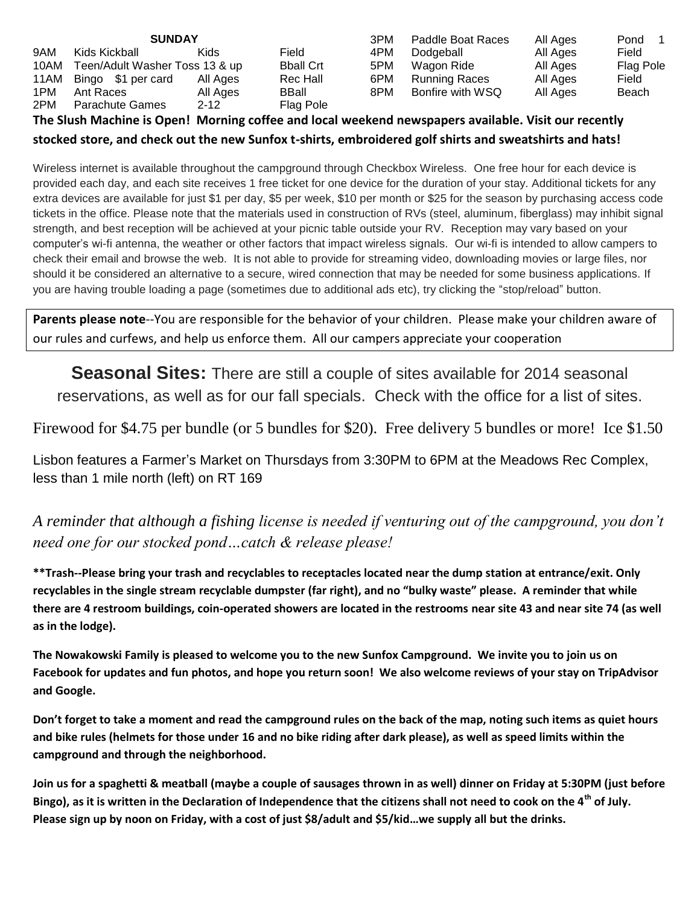**SUNDAY**

| | | | |
|---|---|---|---|
| 9AM | Kids Kickball | Kids | Field |
| 10AM | Teen/Adult Washer Toss 13 & up | | Bball Crt |
| 11AM | Bingo $1 per card | All Ages | Rec Hall |
| 1PM | Ant Races | All Ages | BBall |
| 2PM | Parachute Games | 2-12 | Flag Pole |
| 3PM | Paddle Boat Races | All Ages | Pond 1 |
| 4PM | Dodgeball | All Ages | Field |
| 5PM | Wagon Ride | All Ages | Flag Pole |
| 6PM | Running Races | All Ages | Field |
| 8PM | Bonfire with WSQ | All Ages | Beach |

**The Slush Machine is Open! Morning coffee and local weekend newspapers available. Visit our recently stocked store, and check out the new Sunfox t-shirts, embroidered golf shirts and sweatshirts and hats!**

Wireless internet is available throughout the campground through Checkbox Wireless. One free hour for each device is provided each day, and each site receives 1 free ticket for one device for the duration of your stay. Additional tickets for any extra devices are available for just $1 per day, $5 per week, $10 per month or $25 for the season by purchasing access code tickets in the office. Please note that the materials used in construction of RVs (steel, aluminum, fiberglass) may inhibit signal strength, and best reception will be achieved at your picnic table outside your RV. Reception may vary based on your computer's wi-fi antenna, the weather or other factors that impact wireless signals. Our wi-fi is intended to allow campers to check their email and browse the web. It is not able to provide for streaming video, downloading movies or large files, nor should it be considered an alternative to a secure, wired connection that may be needed for some business applications. If you are having trouble loading a page (sometimes due to additional ads etc), try clicking the "stop/reload" button.

**Parents please note**--You are responsible for the behavior of your children. Please make your children aware of our rules and curfews, and help us enforce them. All our campers appreciate your cooperation

**Seasonal Sites:** There are still a couple of sites available for 2014 seasonal reservations, as well as for our fall specials. Check with the office for a list of sites.

Firewood for $4.75 per bundle (or 5 bundles for $20). Free delivery 5 bundles or more! Ice $1.50

Lisbon features a Farmer's Market on Thursdays from 3:30PM to 6PM at the Meadows Rec Complex, less than 1 mile north (left) on RT 169

*A reminder that although a fishing license is needed if venturing out of the campground, you don't need one for our stocked pond…catch & release please!*

**\*\*Trash--Please bring your trash and recyclables to receptacles located near the dump station at entrance/exit. Only recyclables in the single stream recyclable dumpster (far right), and no "bulky waste" please. A reminder that while there are 4 restroom buildings, coin-operated showers are located in the restrooms near site 43 and near site 74 (as well as in the lodge).**

**The Nowakowski Family is pleased to welcome you to the new Sunfox Campground. We invite you to join us on Facebook for updates and fun photos, and hope you return soon! We also welcome reviews of your stay on TripAdvisor and Google.**

**Don't forget to take a moment and read the campground rules on the back of the map, noting such items as quiet hours and bike rules (helmets for those under 16 and no bike riding after dark please), as well as speed limits within the campground and through the neighborhood.**

**Join us for a spaghetti & meatball (maybe a couple of sausages thrown in as well) dinner on Friday at 5:30PM (just before Bingo), as it is written in the Declaration of Independence that the citizens shall not need to cook on the 4th of July. Please sign up by noon on Friday, with a cost of just $8/adult and $5/kid…we supply all but the drinks.**